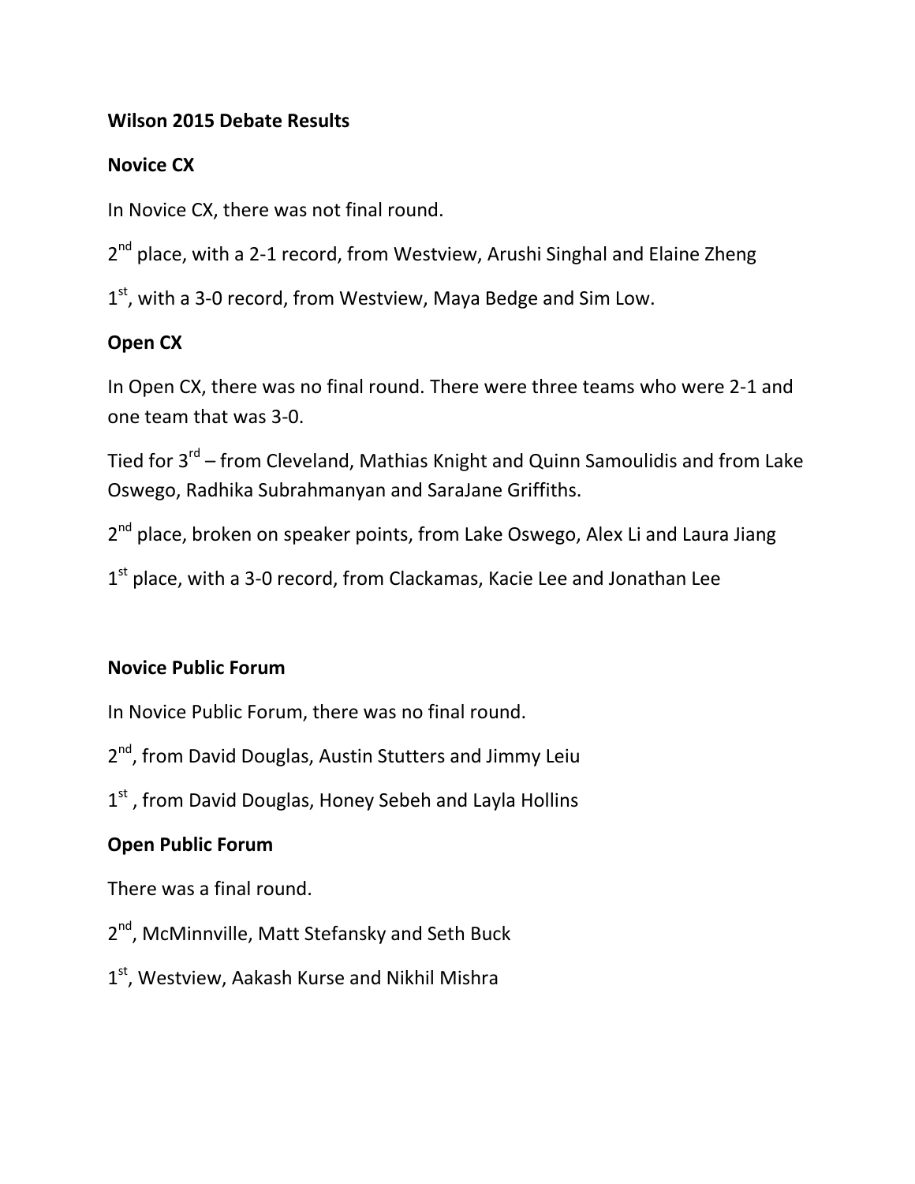# Wilson 2015 Debate Results

## Novice CX

In Novice CX, there was not final round.

2nd place, with a 2-1 record, from Westview, Arushi Singhal and Elaine Zheng

1st, with a 3-0 record, from Westview, Maya Bedge and Sim Low.

## Open CX

In Open CX, there was no final round. There were three teams who were 2-1 and one team that was 3-0.

Tied for 3rd – from Cleveland, Mathias Knight and Quinn Samoulidis and from Lake Oswego, Radhika Subrahmanyan and SaraJane Griffiths.

2nd place, broken on speaker points, from Lake Oswego, Alex Li and Laura Jiang

1st place, with a 3-0 record, from Clackamas, Kacie Lee and Jonathan Lee

## Novice Public Forum

In Novice Public Forum, there was no final round.

2nd, from David Douglas, Austin Stutters and Jimmy Leiu

1st, from David Douglas, Honey Sebeh and Layla Hollins

## Open Public Forum

There was a final round.

2nd, McMinnville, Matt Stefansky and Seth Buck

1st, Westview, Aakash Kurse and Nikhil Mishra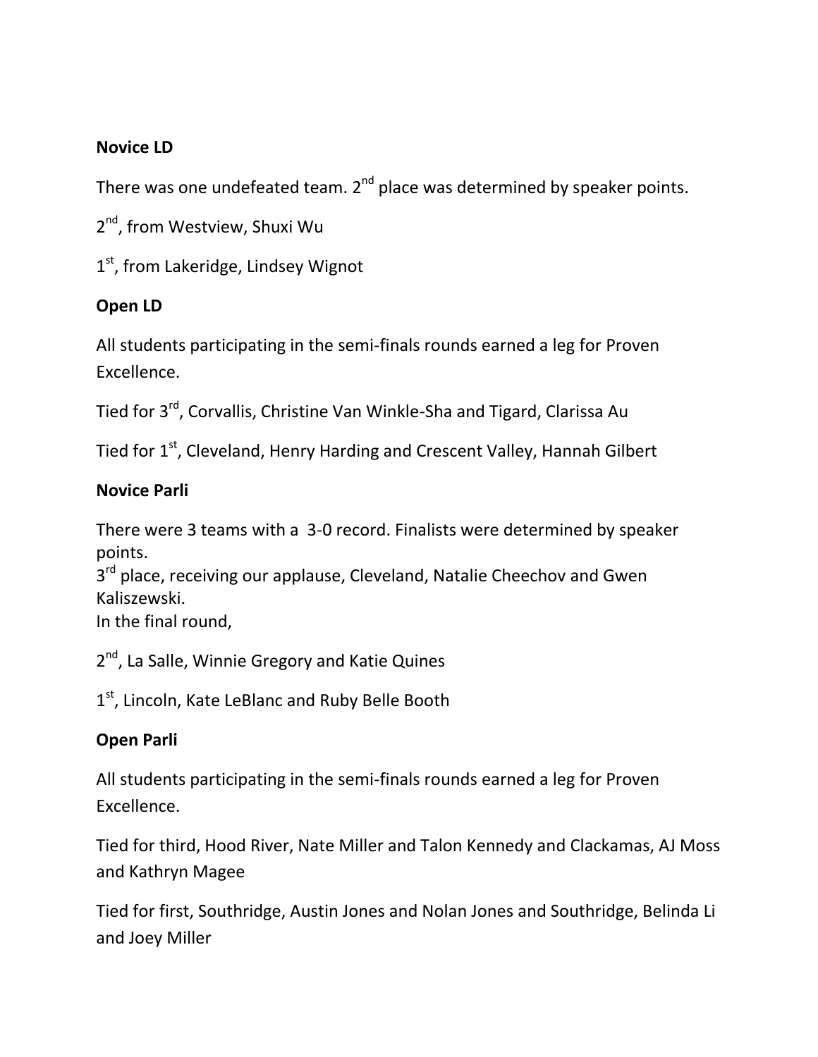**Novice LD**

There was one undefeated team. 2nd place was determined by speaker points.

2nd, from Westview, Shuxi Wu

1st, from Lakeridge, Lindsey Wignot

**Open LD**

All students participating in the semi-finals rounds earned a leg for Proven Excellence.

Tied for 3rd, Corvallis, Christine Van Winkle-Sha and Tigard, Clarissa Au

Tied for 1st, Cleveland, Henry Harding and Crescent Valley, Hannah Gilbert

**Novice Parli**

There were 3 teams with a 3-0 record. Finalists were determined by speaker points.
3rd place, receiving our applause, Cleveland, Natalie Cheechov and Gwen Kaliszewski.
In the final round,

2nd, La Salle, Winnie Gregory and Katie Quines

1st, Lincoln, Kate LeBlanc and Ruby Belle Booth

**Open Parli**

All students participating in the semi-finals rounds earned a leg for Proven Excellence.

Tied for third, Hood River, Nate Miller and Talon Kennedy and Clackamas, AJ Moss and Kathryn Magee

Tied for first, Southridge, Austin Jones and Nolan Jones and Southridge, Belinda Li and Joey Miller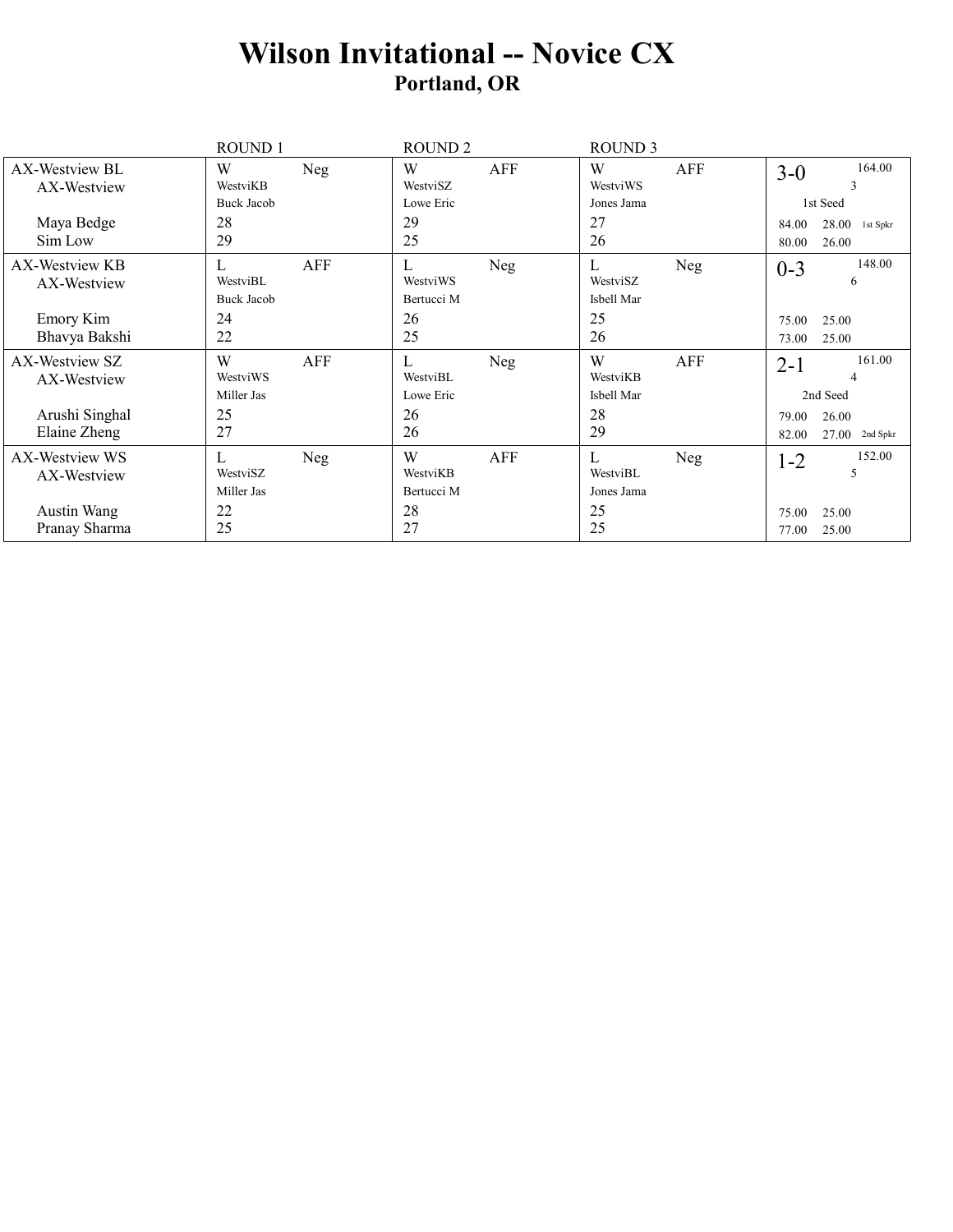# Wilson Invitational -- Novice CX

## Portland, OR

| | ROUND 1 | | ROUND 2 | | ROUND 3 | | |
|---|---|---|---|---|---|---|---|
| AX-Westview BL<br>AX-Westview<br><br>Maya Bedge<br>Sim Low | W<br>WestviKB<br>Buck Jacob<br>28<br>29 | Neg | W<br>WestviSZ<br>Lowe Eric<br>29<br>25 | AFF | W<br>WestviWS<br>Jones Jama<br>27<br>26 | AFF | 3-0 164.00<br>3<br>1st Seed<br>84.00 28.00 1st Spkr<br>80.00 26.00 |
| AX-Westview KB<br>AX-Westview<br><br>Emory Kim<br>Bhavya Bakshi | L<br>WestviBL<br>Buck Jacob<br>24<br>22 | AFF | L<br>WestviWS<br>Bertucci M<br>26<br>25 | Neg | L<br>WestviSZ<br>Isbell Mar<br>25<br>26 | Neg | 0-3 148.00<br>6<br><br>75.00 25.00<br>73.00 25.00 |
| AX-Westview SZ<br>AX-Westview<br><br>Arushi Singhal<br>Elaine Zheng | W<br>WestviWS<br>Miller Jas<br>25<br>27 | AFF | L<br>WestviBL<br>Lowe Eric<br>26<br>26 | Neg | W<br>WestviKB<br>Isbell Mar<br>28<br>29 | AFF | 2-1 161.00<br>4<br>2nd Seed<br>79.00 26.00<br>82.00 27.00 2nd Spkr |
| AX-Westview WS<br>AX-Westview<br><br>Austin Wang<br>Pranay Sharma | L<br>WestviSZ<br>Miller Jas<br>22<br>25 | Neg | W<br>WestviKB<br>Bertucci M<br>28<br>27 | AFF | L<br>WestviBL<br>Jones Jama<br>25<br>25 | Neg | 1-2 152.00<br>5<br><br>75.00 25.00<br>77.00 25.00 |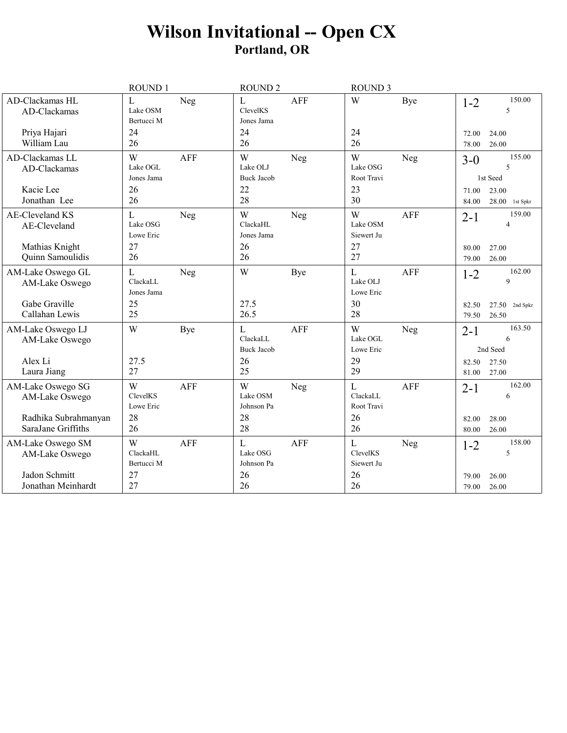# Wilson Invitational -- Open CX

## Portland, OR

| Team | ROUND 1 | ROUND 2 | ROUND 3 | Record |
|---|---|---|---|---|
| AD-Clackamas HL<br>AD-Clackamas<br><br>Priya Hajari<br>William Lau | L Neg<br>Lake OSM<br>Bertucci M<br>24<br>26 | L AFF<br>ClevelKS<br>Jones Jama<br>24<br>26 | W Bye<br><br><br>24<br>26 | 1-2 150.00<br>5<br><br>72.00 24.00<br>78.00 26.00 |
| AD-Clackamas LL<br>AD-Clackamas<br><br>Kacie Lee<br>Jonathan Lee | W AFF<br>Lake OGL<br>Jones Jama<br>26<br>26 | W Neg<br>Lake OLJ<br>Buck Jacob<br>22<br>28 | W Neg<br>Lake OSG<br>Root Travi<br>23<br>30 | 3-0 155.00<br>5<br>1st Seed<br>71.00 23.00<br>84.00 28.00 1st Spkr |
| AE-Cleveland KS<br>AE-Cleveland<br><br>Mathias Knight<br>Quinn Samoulidis | L Neg<br>Lake OSG<br>Lowe Eric<br>27<br>26 | W Neg<br>ClackaHL<br>Jones Jama<br>26<br>26 | W AFF<br>Lake OSM<br>Siewert Ju<br>27<br>27 | 2-1 159.00<br>4<br><br>80.00 27.00<br>79.00 26.00 |
| AM-Lake Oswego GL<br>AM-Lake Oswego<br><br>Gabe Graville<br>Callahan Lewis | L Neg<br>ClackaLL<br>Jones Jama<br>25<br>25 | W Bye<br><br><br>27.5<br>26.5 | L AFF<br>Lake OLJ<br>Lowe Eric<br>30<br>28 | 1-2 162.00<br>9<br><br>82.50 27.50 2nd Spkr<br>79.50 26.50 |
| AM-Lake Oswego LJ<br>AM-Lake Oswego<br><br>Alex Li<br>Laura Jiang | W Bye<br><br><br>27.5<br>27 | L AFF<br>ClackaLL<br>Buck Jacob<br>26<br>25 | W Neg<br>Lake OGL<br>Lowe Eric<br>29<br>29 | 2-1 163.50<br>6<br>2nd Seed<br>82.50 27.50<br>81.00 27.00 |
| AM-Lake Oswego SG<br>AM-Lake Oswego<br><br>Radhika Subrahmanyan<br>SaraJane Griffiths | W AFF<br>ClevelKS<br>Lowe Eric<br>28<br>26 | W Neg<br>Lake OSM<br>Johnson Pa<br>28<br>28 | L AFF<br>ClackaLL<br>Root Travi<br>26<br>26 | 2-1 162.00<br>6<br><br>82.00 28.00<br>80.00 26.00 |
| AM-Lake Oswego SM<br>AM-Lake Oswego<br><br>Jadon Schmitt<br>Jonathan Meinhardt | W AFF<br>ClackaHL<br>Bertucci M<br>27<br>27 | L AFF<br>Lake OSG<br>Johnson Pa<br>26<br>26 | L Neg<br>ClevelKS<br>Siewert Ju<br>26<br>26 | 1-2 158.00<br>5<br><br>79.00 26.00<br>79.00 26.00 |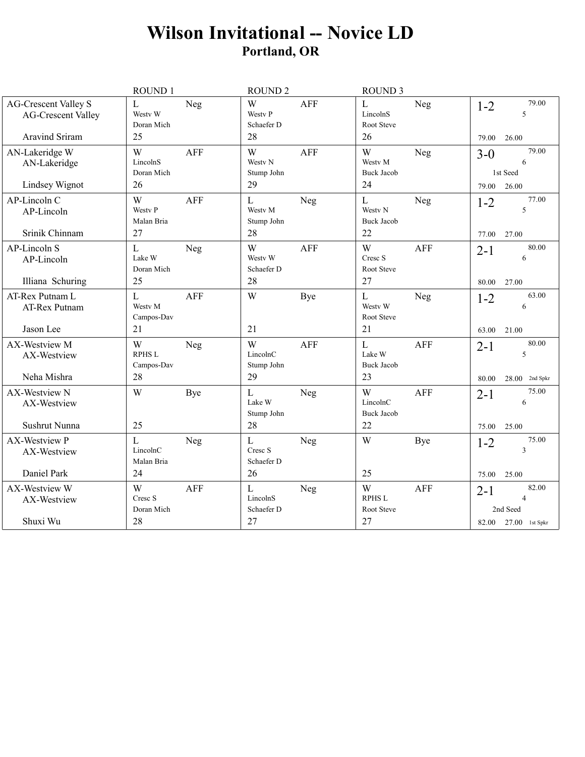# Wilson Invitational -- Novice LD

## Portland, OR

| Entry | ROUND 1 | ROUND 2 | ROUND 3 | Record |
|---|---|---|---|---|
| AG-Crescent Valley S<br>AG-Crescent Valley<br>Aravind Sriram | L Neg<br>Westv W<br>Doran Mich<br>25 | W AFF<br>Westv P<br>Schaefer D<br>28 | L Neg<br>LincolnS<br>Root Steve<br>26 | 1-2 79.00<br>5<br>79.00 26.00 |
| AN-Lakeridge W<br>AN-Lakeridge<br>Lindsey Wignot | W AFF<br>LincolnS<br>Doran Mich<br>26 | W AFF<br>Westv N<br>Stump John<br>29 | W Neg<br>Westv M<br>Buck Jacob<br>24 | 3-0 79.00<br>6<br>1st Seed<br>79.00 26.00 |
| AP-Lincoln C<br>AP-Lincoln<br>Srinik Chinnam | W AFF<br>Westv P<br>Malan Bria<br>27 | L Neg<br>Westv M<br>Stump John<br>28 | L Neg<br>Westv N<br>Buck Jacob<br>22 | 1-2 77.00<br>5<br>77.00 27.00 |
| AP-Lincoln S<br>AP-Lincoln<br>Illiana Schuring | L Neg<br>Lake W<br>Doran Mich<br>25 | W AFF<br>Westv W<br>Schaefer D<br>28 | W AFF<br>Cresc S<br>Root Steve<br>27 | 2-1 80.00<br>6<br>80.00 27.00 |
| AT-Rex Putnam L<br>AT-Rex Putnam<br>Jason Lee | L AFF<br>Westv M<br>Campos-Dav<br>21 | W Bye<br><br><br>21 | L Neg<br>Westv W<br>Root Steve<br>21 | 1-2 63.00<br>6<br>63.00 21.00 |
| AX-Westview M<br>AX-Westview<br>Neha Mishra | W Neg<br>RPHS L<br>Campos-Dav<br>28 | W AFF<br>LincolnC<br>Stump John<br>29 | L AFF<br>Lake W<br>Buck Jacob<br>23 | 2-1 80.00<br>5<br>80.00 28.00 2nd Spkr |
| AX-Westview N<br>AX-Westview<br>Sushrut Nunna | W Bye<br><br><br>25 | L Neg<br>Lake W<br>Stump John<br>28 | W AFF<br>LincolnC<br>Buck Jacob<br>22 | 2-1 75.00<br>6<br>75.00 25.00 |
| AX-Westview P<br>AX-Westview<br>Daniel Park | L Neg<br>LincolnC<br>Malan Bria<br>24 | L Neg<br>Cresc S<br>Schaefer D<br>26 | W Bye<br><br><br>25 | 1-2 75.00<br>3<br>75.00 25.00 |
| AX-Westview W<br>AX-Westview<br>Shuxi Wu | W AFF<br>Cresc S<br>Doran Mich<br>28 | L Neg<br>LincolnS<br>Schaefer D<br>27 | W AFF<br>RPHS L<br>Root Steve<br>27 | 2-1 82.00<br>4<br>2nd Seed<br>82.00 27.00 1st Spkr |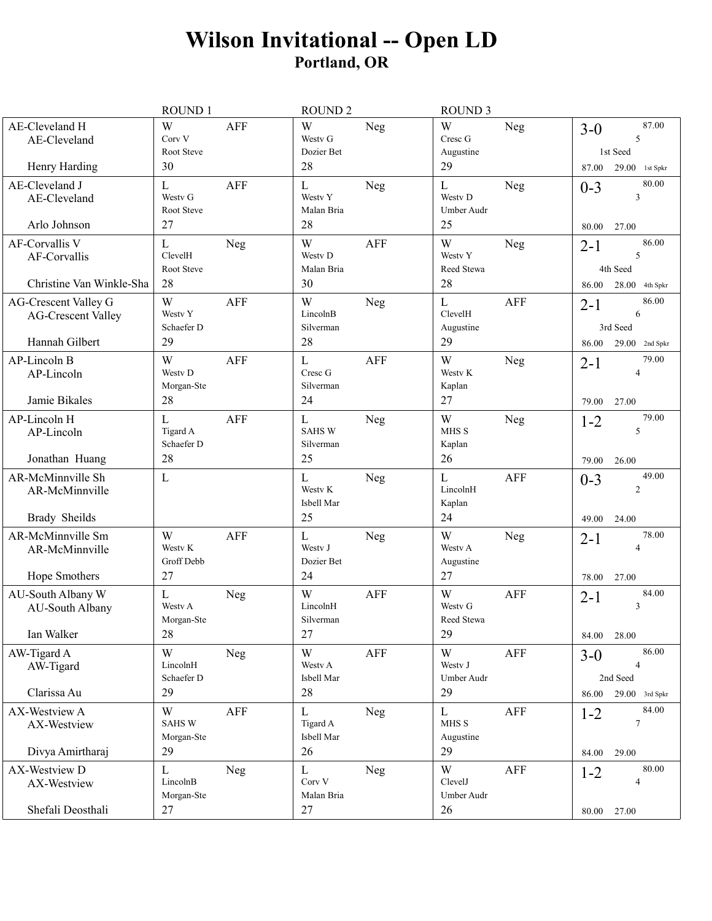# Wilson Invitational -- Open LD

## Portland, OR

| | ROUND 1 | ROUND 2 | ROUND 3 | |
|---|---|---|---|---|
| AE-Cleveland H<br>AE-Cleveland<br><br>Henry Harding | W AFF<br>Corv V<br>Root Steve<br>30 | W Neg<br>Westv G<br>Dozier Bet<br>28 | W Neg<br>Cresc G<br>Augustine<br>29 | 3-0 87.00<br>5<br>1st Seed<br>87.00 29.00 1st Spkr |
| AE-Cleveland J<br>AE-Cleveland<br><br>Arlo Johnson | L AFF<br>Westv G<br>Root Steve<br>27 | L Neg<br>Westv Y<br>Malan Bria<br>28 | L Neg<br>Westv D<br>Umber Audr<br>25 | 0-3 80.00<br>3<br><br>80.00 27.00 |
| AF-Corvallis V<br>AF-Corvallis<br><br>Christine Van Winkle-Sha | L Neg<br>ClevelH<br>Root Steve<br>28 | W AFF<br>Westv D<br>Malan Bria<br>30 | W Neg<br>Westv Y<br>Reed Stewa<br>28 | 2-1 86.00<br>5<br>4th Seed<br>86.00 28.00 4th Spkr |
| AG-Crescent Valley G<br>AG-Crescent Valley<br><br>Hannah Gilbert | W AFF<br>Westv Y<br>Schaefer D<br>29 | W Neg<br>LincolnB<br>Silverman<br>28 | L AFF<br>ClevelH<br>Augustine<br>29 | 2-1 86.00<br>6<br>3rd Seed<br>86.00 29.00 2nd Spkr |
| AP-Lincoln B<br>AP-Lincoln<br><br>Jamie Bikales | W AFF<br>Westv D<br>Morgan-Ste<br>28 | L AFF<br>Cresc G<br>Silverman<br>24 | W Neg<br>Westv K<br>Kaplan<br>27 | 2-1 79.00<br>4<br><br>79.00 27.00 |
| AP-Lincoln H<br>AP-Lincoln<br><br>Jonathan Huang | L AFF<br>Tigard A<br>Schaefer D<br>28 | L Neg<br>SAHS W<br>Silverman<br>25 | W Neg<br>MHS S<br>Kaplan<br>26 | 1-2 79.00<br>5<br><br>79.00 26.00 |
| AR-McMinnville Sh<br>AR-McMinnville<br><br>Brady Sheilds | L | L Neg<br>Westv K<br>Isbell Mar<br>25 | L AFF<br>LincolnH<br>Kaplan<br>24 | 0-3 49.00<br>2<br><br>49.00 24.00 |
| AR-McMinnville Sm<br>AR-McMinnville<br><br>Hope Smothers | W AFF<br>Westv K<br>Groff Debb<br>27 | L Neg<br>Westv J<br>Dozier Bet<br>24 | W Neg<br>Westv A<br>Augustine<br>27 | 2-1 78.00<br>4<br><br>78.00 27.00 |
| AU-South Albany W<br>AU-South Albany<br><br>Ian Walker | L Neg<br>Westv A<br>Morgan-Ste<br>28 | W AFF<br>LincolnH<br>Silverman<br>27 | W AFF<br>Westv G<br>Reed Stewa<br>29 | 2-1 84.00<br>3<br><br>84.00 28.00 |
| AW-Tigard A<br>AW-Tigard<br><br>Clarissa Au | W Neg<br>LincolnH<br>Schaefer D<br>29 | W AFF<br>Westv A<br>Isbell Mar<br>28 | W AFF<br>Westv J<br>Umber Audr<br>29 | 3-0 86.00<br>4<br>2nd Seed<br>86.00 29.00 3rd Spkr |
| AX-Westview A<br>AX-Westview<br><br>Divya Amirtharaj | W AFF<br>SAHS W<br>Morgan-Ste<br>29 | L Neg<br>Tigard A<br>Isbell Mar<br>26 | L AFF<br>MHS S<br>Augustine<br>29 | 1-2 84.00<br>7<br><br>84.00 29.00 |
| AX-Westview D<br>AX-Westview<br><br>Shefali Deosthali | L Neg<br>LincolnB<br>Morgan-Ste<br>27 | L Neg<br>Corv V<br>Malan Bria<br>27 | W AFF<br>ClevelJ<br>Umber Audr<br>26 | 1-2 80.00<br>4<br><br>80.00 27.00 |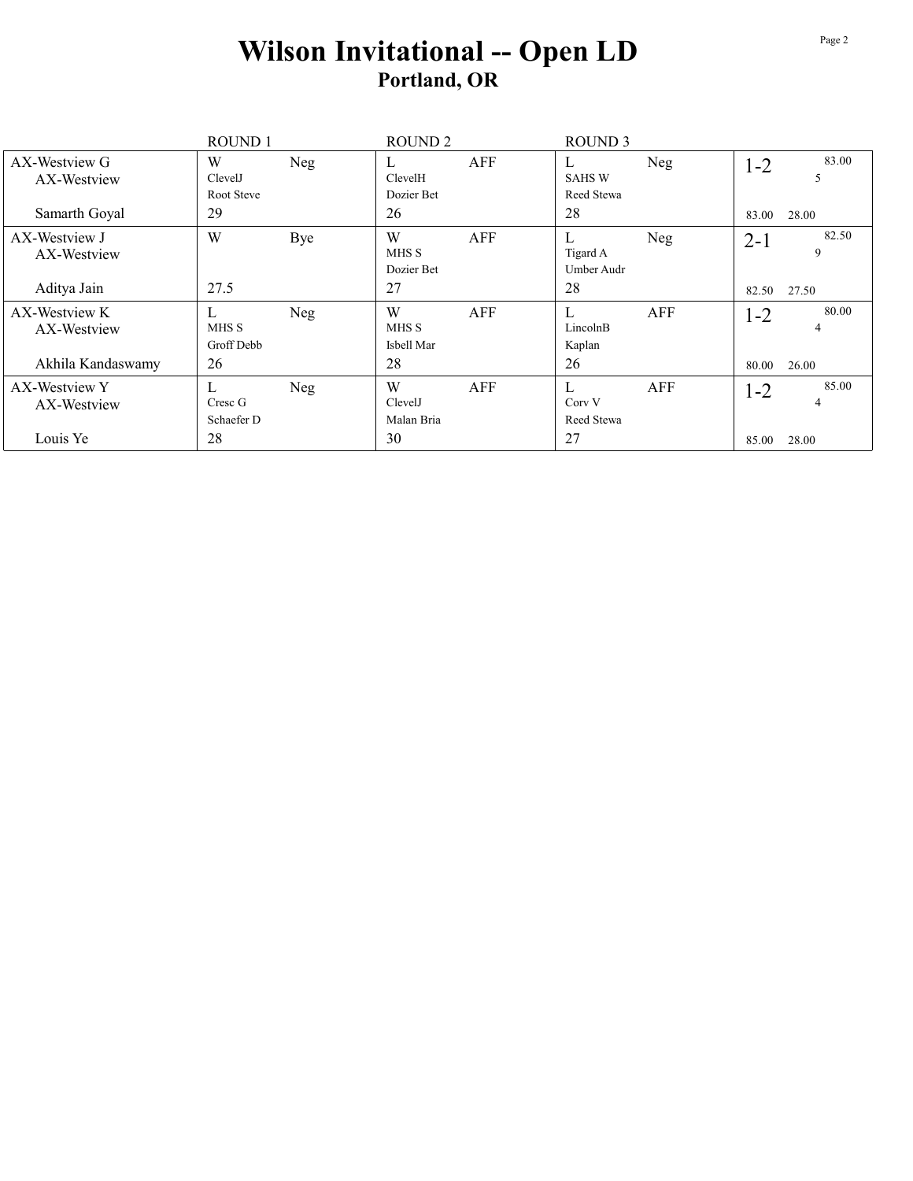# Wilson Invitational -- Open LD

## Portland, OR

| | ROUND 1 | ROUND 2 | ROUND 3 | |
|---|---|---|---|---|
| AX-Westview G<br>AX-Westview<br><br>Samarth Goyal | W Neg<br>ClevelJ<br>Root Steve<br>29 | L AFF<br>ClevelH<br>Dozier Bet<br>26 | L Neg<br>SAHS W<br>Reed Stewa<br>28 | 1-2 83.00<br>5<br><br>83.00 28.00 |
| AX-Westview J<br>AX-Westview<br><br>Aditya Jain | W Bye<br><br><br>27.5 | W AFF<br>MHS S<br>Dozier Bet<br>27 | L Neg<br>Tigard A<br>Umber Audr<br>28 | 2-1 82.50<br>9<br><br>82.50 27.50 |
| AX-Westview K<br>AX-Westview<br><br>Akhila Kandaswamy | L Neg<br>MHS S<br>Groff Debb<br>26 | W AFF<br>MHS S<br>Isbell Mar<br>28 | L AFF<br>LincolnB<br>Kaplan<br>26 | 1-2 80.00<br>4<br><br>80.00 26.00 |
| AX-Westview Y<br>AX-Westview<br><br>Louis Ye | L Neg<br>Cresc G<br>Schaefer D<br>28 | W AFF<br>ClevelJ<br>Malan Bria<br>30 | L AFF<br>Corv V<br>Reed Stewa<br>27 | 1-2 85.00<br>4<br><br>85.00 28.00 |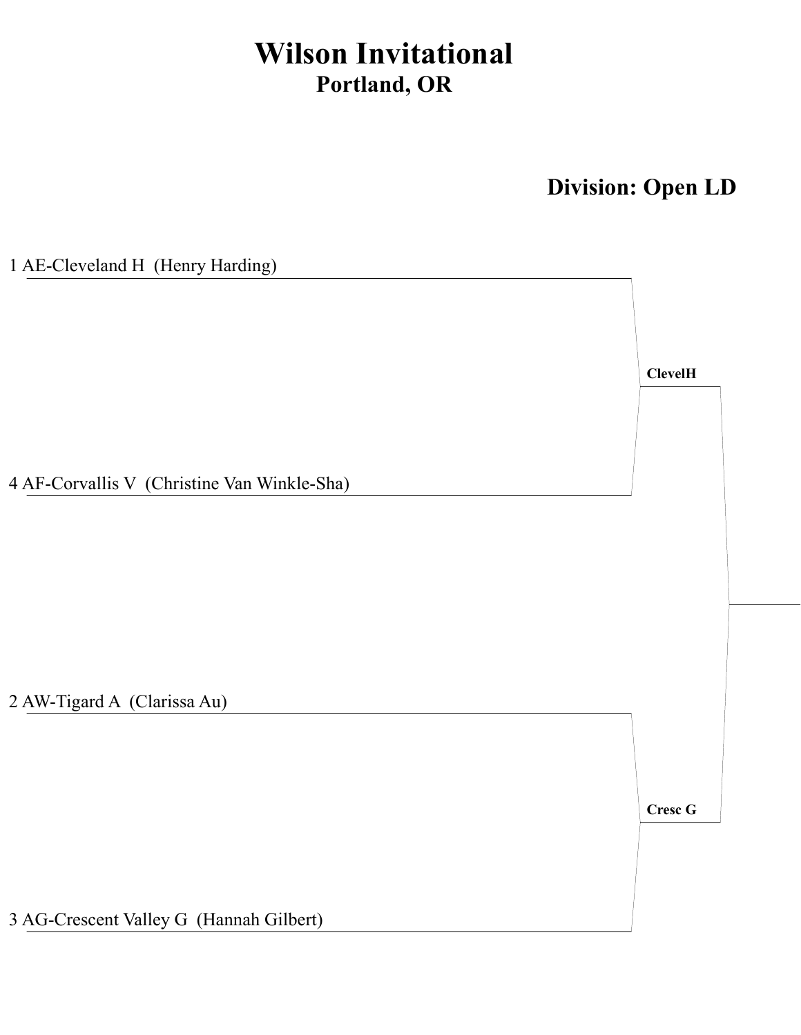# Wilson Invitational

## Portland, OR

## Division: Open LD

1 AE-Cleveland H (Henry Harding)

4 AF-Corvallis V (Christine Van Winkle-Sha)

**ClevelH**

2 AW-Tigard A (Clarissa Au)

3 AG-Crescent Valley G (Hannah Gilbert)

**Cresc G**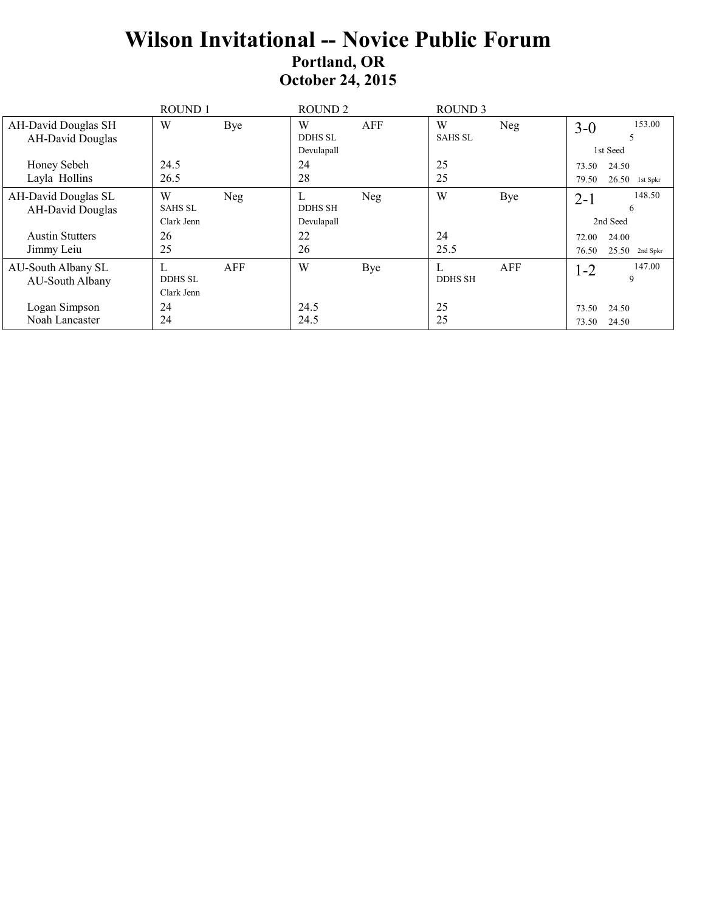# Wilson Invitational -- Novice Public Forum

## Portland, OR

## October 24, 2015

| | ROUND 1 | ROUND 2 | ROUND 3 | |
|---|---|---|---|---|
| AH-David Douglas SH<br>AH-David Douglas | W Bye | W AFF<br>DDHS SL<br>Devulapall | W Neg<br>SAHS SL | 3-0 153.00<br>5<br>1st Seed |
| Honey Sebeh | 24.5 | 24 | 25 | 73.50 24.50 |
| Layla Hollins | 26.5 | 28 | 25 | 79.50 26.50 1st Spkr |
| AH-David Douglas SL<br>AH-David Douglas | W Neg<br>SAHS SL<br>Clark Jenn | L Neg<br>DDHS SH<br>Devulapall | W Bye | 2-1 148.50<br>6<br>2nd Seed |
| Austin Stutters | 26 | 22 | 24 | 72.00 24.00 |
| Jimmy Leiu | 25 | 26 | 25.5 | 76.50 25.50 2nd Spkr |
| AU-South Albany SL<br>AU-South Albany | L AFF<br>DDHS SL<br>Clark Jenn | W Bye | L AFF<br>DDHS SH | 1-2 147.00<br>9 |
| Logan Simpson | 24 | 24.5 | 25 | 73.50 24.50 |
| Noah Lancaster | 24 | 24.5 | 25 | 73.50 24.50 |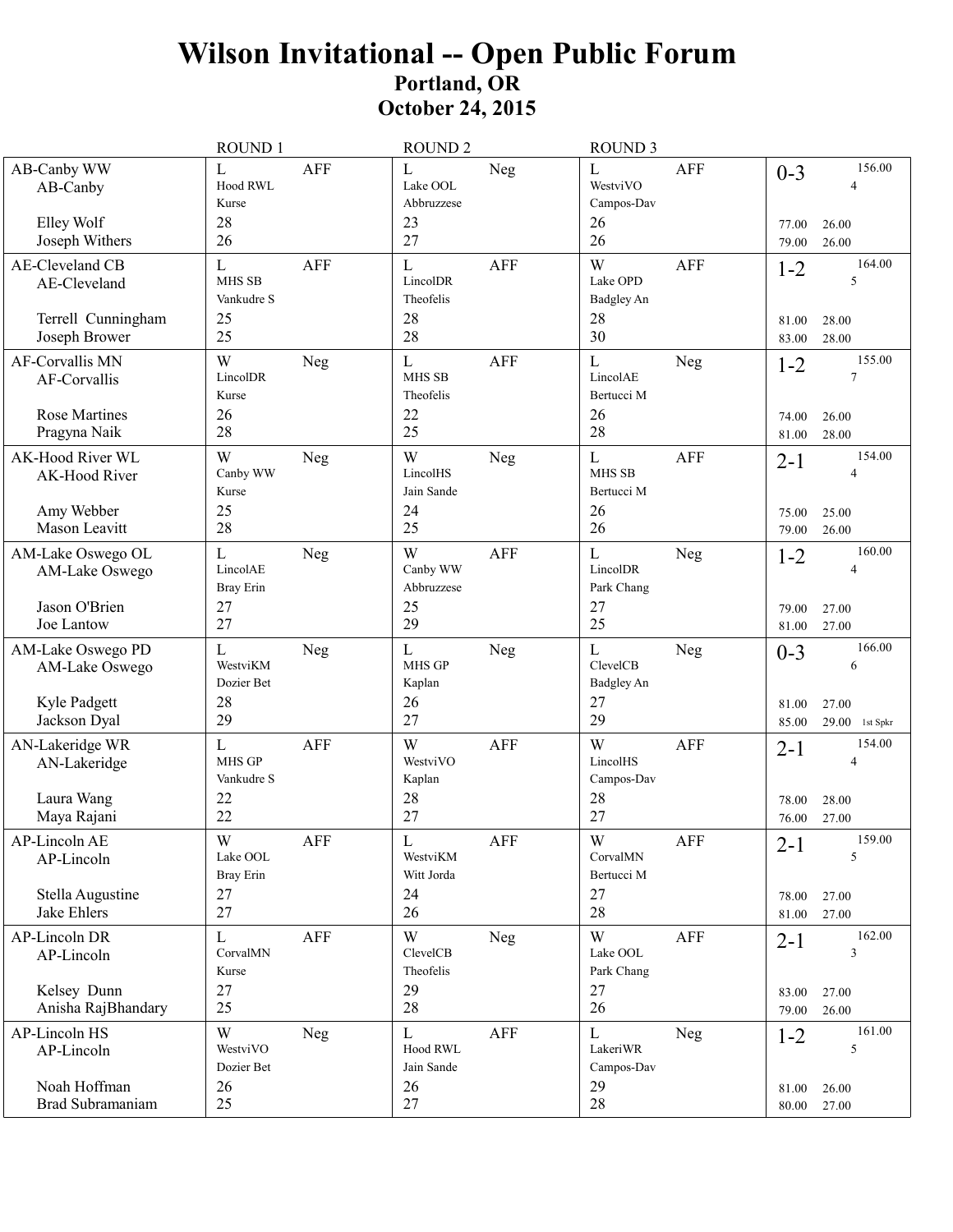# Wilson Invitational -- Open Public Forum

## Portland, OR

## October 24, 2015

| | ROUND 1 | | ROUND 2 | | ROUND 3 | | | |
|---|---|---|---|---|---|---|---|---|
| AB-Canby WW<br>AB-Canby | L<br>Hood RWL<br>Kurse | AFF | L<br>Lake OOL<br>Abbruzzese | Neg | L<br>WestviVO<br>Campos-Dav | AFF | 0-3 | 156.00<br>4 |
| Elley Wolf | 28 | | 23 | | 26 | | 77.00 | 26.00 |
| Joseph Withers | 26 | | 27 | | 26 | | 79.00 | 26.00 |
| AE-Cleveland CB<br>AE-Cleveland | L<br>MHS SB<br>Vankudre S | AFF | L<br>LincolDR<br>Theofelis | AFF | W<br>Lake OPD<br>Badgley An | AFF | 1-2 | 164.00<br>5 |
| Terrell Cunningham | 25 | | 28 | | 28 | | 81.00 | 28.00 |
| Joseph Brower | 25 | | 28 | | 30 | | 83.00 | 28.00 |
| AF-Corvallis MN<br>AF-Corvallis | W<br>LincolDR<br>Kurse | Neg | L<br>MHS SB<br>Theofelis | AFF | L<br>LincolAE<br>Bertucci M | Neg | 1-2 | 155.00<br>7 |
| Rose Martines | 26 | | 22 | | 26 | | 74.00 | 26.00 |
| Pragyna Naik | 28 | | 25 | | 28 | | 81.00 | 28.00 |
| AK-Hood River WL<br>AK-Hood River | W<br>Canby WW<br>Kurse | Neg | W<br>LincolHS<br>Jain Sande | Neg | L<br>MHS SB<br>Bertucci M | AFF | 2-1 | 154.00<br>4 |
| Amy Webber | 25 | | 24 | | 26 | | 75.00 | 25.00 |
| Mason Leavitt | 28 | | 25 | | 26 | | 79.00 | 26.00 |
| AM-Lake Oswego OL<br>AM-Lake Oswego | L<br>LincolAE<br>Bray Erin | Neg | W<br>Canby WW<br>Abbruzzese | AFF | L<br>LincolDR<br>Park Chang | Neg | 1-2 | 160.00<br>4 |
| Jason O'Brien | 27 | | 25 | | 27 | | 79.00 | 27.00 |
| Joe Lantow | 27 | | 29 | | 25 | | 81.00 | 27.00 |
| AM-Lake Oswego PD<br>AM-Lake Oswego | L<br>WestviKM<br>Dozier Bet | Neg | L<br>MHS GP<br>Kaplan | Neg | L<br>ClevelCB<br>Badgley An | Neg | 0-3 | 166.00<br>6 |
| Kyle Padgett | 28 | | 26 | | 27 | | 81.00 | 27.00 |
| Jackson Dyal | 29 | | 27 | | 29 | | 85.00 | 29.00 1st Spkr |
| AN-Lakeridge WR<br>AN-Lakeridge | L<br>MHS GP<br>Vankudre S | AFF | W<br>WestviVO<br>Kaplan | AFF | W<br>LincolHS<br>Campos-Dav | AFF | 2-1 | 154.00<br>4 |
| Laura Wang | 22 | | 28 | | 28 | | 78.00 | 28.00 |
| Maya Rajani | 22 | | 27 | | 27 | | 76.00 | 27.00 |
| AP-Lincoln AE<br>AP-Lincoln | W<br>Lake OOL<br>Bray Erin | AFF | L<br>WestviKM<br>Witt Jorda | AFF | W<br>CorvalMN<br>Bertucci M | AFF | 2-1 | 159.00<br>5 |
| Stella Augustine | 27 | | 24 | | 27 | | 78.00 | 27.00 |
| Jake Ehlers | 27 | | 26 | | 28 | | 81.00 | 27.00 |
| AP-Lincoln DR<br>AP-Lincoln | L<br>CorvalMN<br>Kurse | AFF | W<br>ClevelCB<br>Theofelis | Neg | W<br>Lake OOL<br>Park Chang | AFF | 2-1 | 162.00<br>3 |
| Kelsey Dunn | 27 | | 29 | | 27 | | 83.00 | 27.00 |
| Anisha RajBhandary | 25 | | 28 | | 26 | | 79.00 | 26.00 |
| AP-Lincoln HS<br>AP-Lincoln | W<br>WestviVO<br>Dozier Bet | Neg | L<br>Hood RWL<br>Jain Sande | AFF | L<br>LakeriWR<br>Campos-Dav | Neg | 1-2 | 161.00<br>5 |
| Noah Hoffman | 26 | | 26 | | 29 | | 81.00 | 26.00 |
| Brad Subramaniam | 25 | | 27 | | 28 | | 80.00 | 27.00 |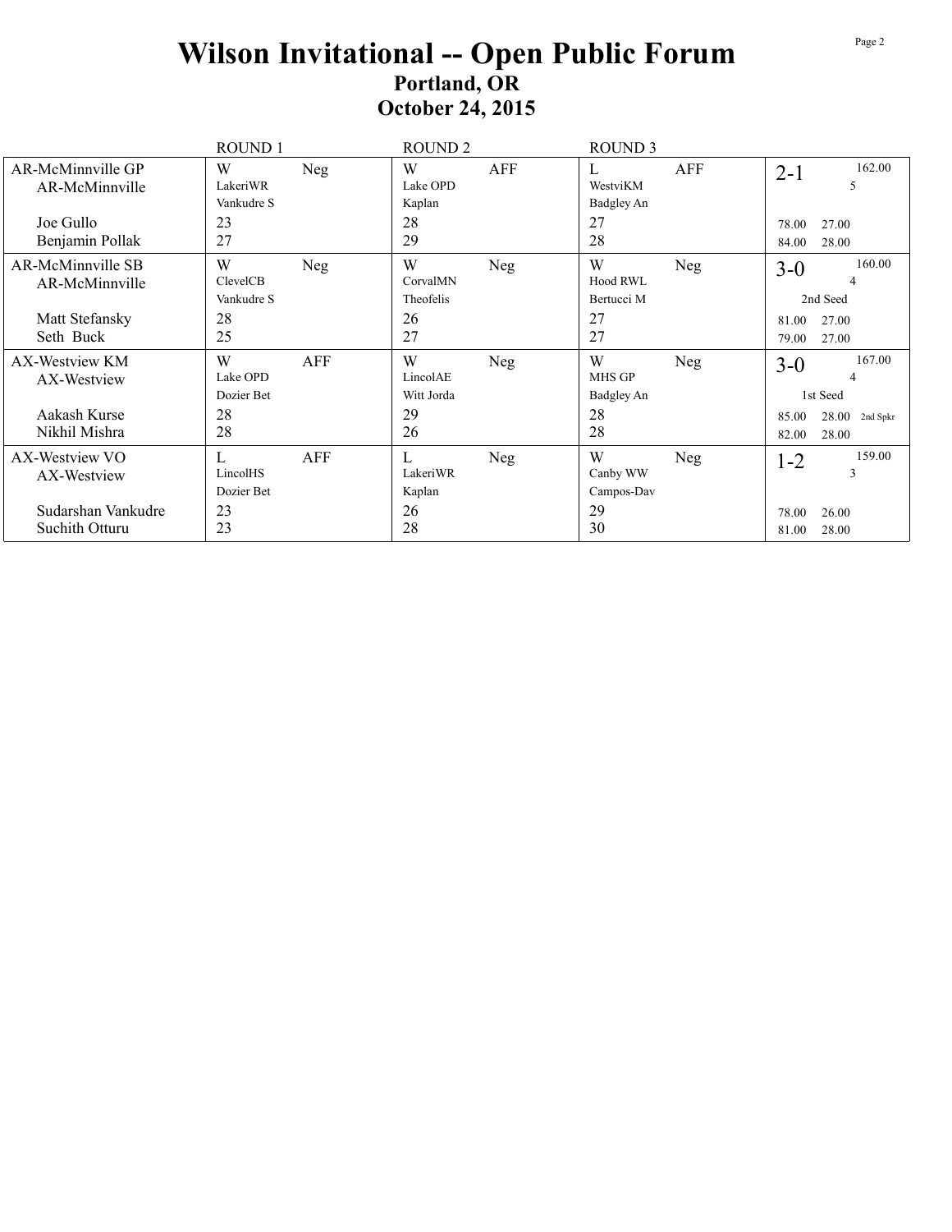# Wilson Invitational -- Open Public Forum

## Portland, OR

## October 24, 2015

| | ROUND 1 | ROUND 2 | ROUND 3 | |
|---|---|---|---|---|
| AR-McMinnville GP<br>AR-McMinnville | W Neg<br>LakeriWR<br>Vankudre S | W AFF<br>Lake OPD<br>Kaplan | L AFF<br>WestviKM<br>Badgley An | 2-1 162.00<br>5 |
| Joe Gullo | 23 | 28 | 27 | 78.00 27.00 |
| Benjamin Pollak | 27 | 29 | 28 | 84.00 28.00 |
| AR-McMinnville SB<br>AR-McMinnville | W Neg<br>ClevelCB<br>Vankudre S | W Neg<br>CorvalMN<br>Theofelis | W Neg<br>Hood RWL<br>Bertucci M | 3-0 160.00<br>4<br>2nd Seed |
| Matt Stefansky | 28 | 26 | 27 | 81.00 27.00 |
| Seth Buck | 25 | 27 | 27 | 79.00 27.00 |
| AX-Westview KM<br>AX-Westview | W AFF<br>Lake OPD<br>Dozier Bet | W Neg<br>LincolAE<br>Witt Jorda | W Neg<br>MHS GP<br>Badgley An | 3-0 167.00<br>4<br>1st Seed |
| Aakash Kurse | 28 | 29 | 28 | 85.00 28.00 2nd Spkr |
| Nikhil Mishra | 28 | 26 | 28 | 82.00 28.00 |
| AX-Westview VO<br>AX-Westview | L AFF<br>LincolHS<br>Dozier Bet | L Neg<br>LakeriWR<br>Kaplan | W Neg<br>Canby WW<br>Campos-Dav | 1-2 159.00<br>3 |
| Sudarshan Vankudre | 23 | 26 | 29 | 78.00 26.00 |
| Suchith Otturu | 23 | 28 | 30 | 81.00 28.00 |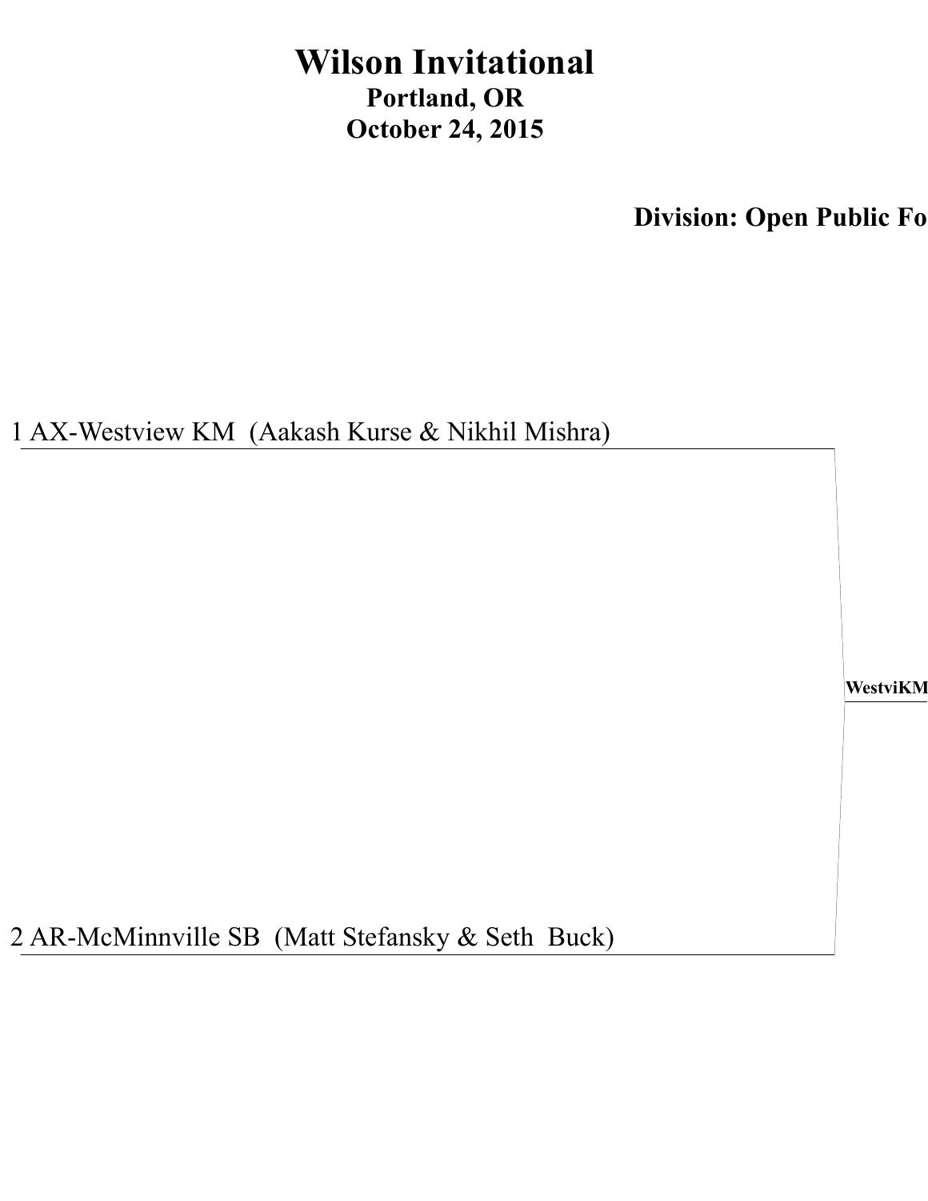# Wilson Invitational

**Portland, OR**

**October 24, 2015**

**Division: Open Public Fo**

1 AX-Westview KM (Aakash Kurse & Nikhil Mishra)

**WestviKM**

2 AR-McMinnville SB (Matt Stefansky & Seth Buck)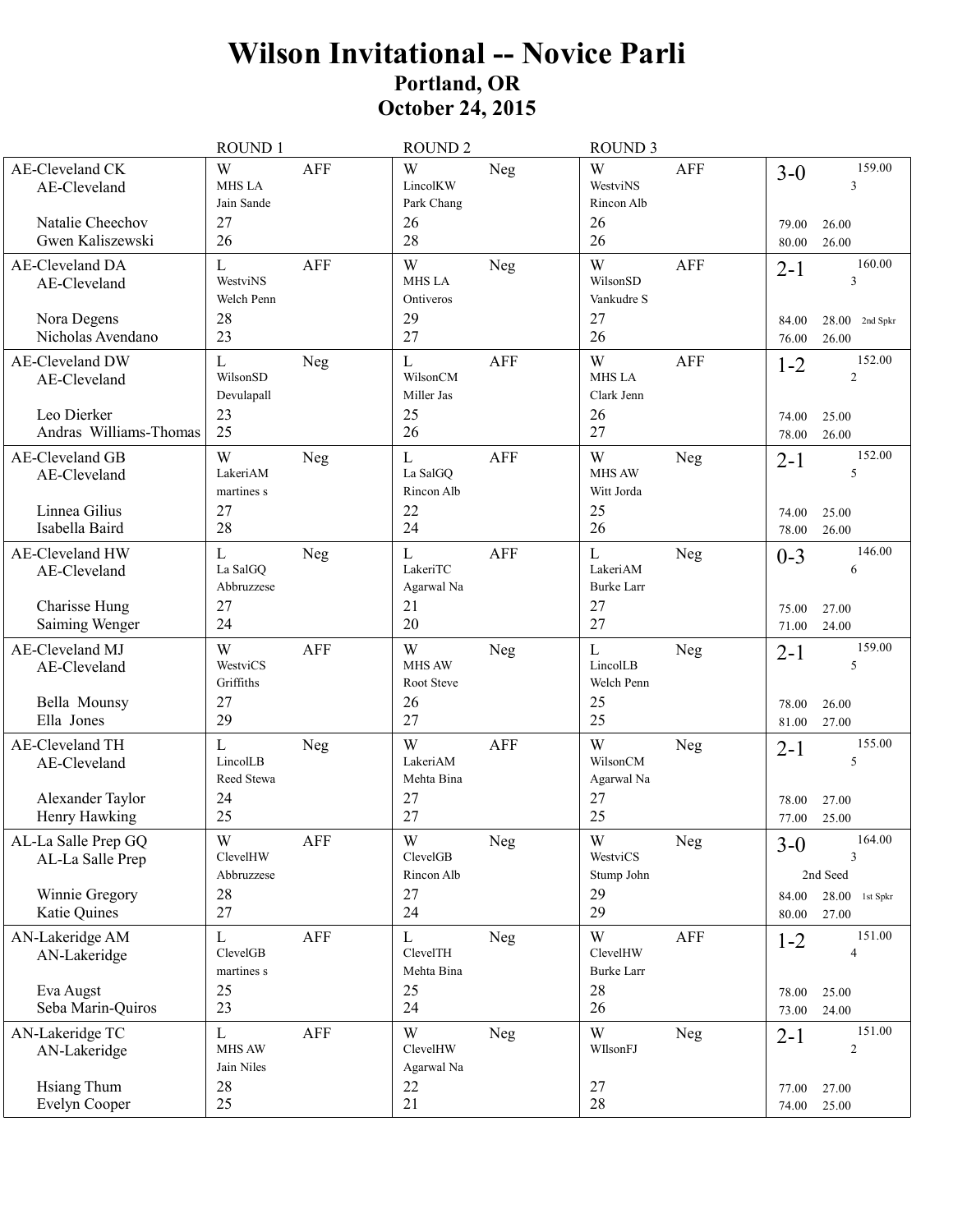# Wilson Invitational -- Novice Parli

## Portland, OR

## October 24, 2015

| Team | ROUND 1 | | ROUND 2 | | ROUND 3 | | Record | |
|---|---|---|---|---|---|---|---|---|
| AE-Cleveland CK<br>AE-Cleveland | W<br>MHS LA<br>Jain Sande | AFF | W<br>LincolKW<br>Park Chang | Neg | W<br>WestviNS<br>Rincon Alb | AFF | 3-0 | 159.00<br>3 |
| Natalie Cheechov | 27 | | 26 | | 26 | | 79.00 | 26.00 |
| Gwen Kaliszewski | 26 | | 28 | | 26 | | 80.00 | 26.00 |
| AE-Cleveland DA<br>AE-Cleveland | L<br>WestviNS<br>Welch Penn | AFF | W<br>MHS LA<br>Ontiveros | Neg | W<br>WilsonSD<br>Vankudre S | AFF | 2-1 | 160.00<br>3 |
| Nora Degens | 28 | | 29 | | 27 | | 84.00 | 28.00 2nd Spkr |
| Nicholas Avendano | 23 | | 27 | | 26 | | 76.00 | 26.00 |
| AE-Cleveland DW<br>AE-Cleveland | L<br>WilsonSD<br>Devulapall | Neg | L<br>WilsonCM<br>Miller Jas | AFF | W<br>MHS LA<br>Clark Jenn | AFF | 1-2 | 152.00<br>2 |
| Leo Dierker | 23 | | 25 | | 26 | | 74.00 | 25.00 |
| Andras Williams-Thomas | 25 | | 26 | | 27 | | 78.00 | 26.00 |
| AE-Cleveland GB<br>AE-Cleveland | W<br>LakeriAM<br>martines s | Neg | L<br>La SalGQ<br>Rincon Alb | AFF | W<br>MHS AW<br>Witt Jorda | Neg | 2-1 | 152.00<br>5 |
| Linnea Gilius | 27 | | 22 | | 25 | | 74.00 | 25.00 |
| Isabella Baird | 28 | | 24 | | 26 | | 78.00 | 26.00 |
| AE-Cleveland HW<br>AE-Cleveland | L<br>La SalGQ<br>Abbruzzese | Neg | L<br>LakeriTC<br>Agarwal Na | AFF | L<br>LakeriAM<br>Burke Larr | Neg | 0-3 | 146.00<br>6 |
| Charisse Hung | 27 | | 21 | | 27 | | 75.00 | 27.00 |
| Saiming Wenger | 24 | | 20 | | 27 | | 71.00 | 24.00 |
| AE-Cleveland MJ<br>AE-Cleveland | W<br>WestviCS<br>Griffiths | AFF | W<br>MHS AW<br>Root Steve | Neg | L<br>LincolLB<br>Welch Penn | Neg | 2-1 | 159.00<br>5 |
| Bella Mounsy | 27 | | 26 | | 25 | | 78.00 | 26.00 |
| Ella Jones | 29 | | 27 | | 25 | | 81.00 | 27.00 |
| AE-Cleveland TH<br>AE-Cleveland | L<br>LincolLB<br>Reed Stewa | Neg | W<br>LakeriAM<br>Mehta Bina | AFF | W<br>WilsonCM<br>Agarwal Na | Neg | 2-1 | 155.00<br>5 |
| Alexander Taylor | 24 | | 27 | | 27 | | 78.00 | 27.00 |
| Henry Hawking | 25 | | 27 | | 25 | | 77.00 | 25.00 |
| AL-La Salle Prep GQ<br>AL-La Salle Prep | W<br>ClevelHW<br>Abbruzzese | AFF | W<br>ClevelGB<br>Rincon Alb | Neg | W<br>WestviCS<br>Stump John | Neg | 3-0 | 164.00<br>3<br>2nd Seed |
| Winnie Gregory | 28 | | 27 | | 29 | | 84.00 | 28.00 1st Spkr |
| Katie Quines | 27 | | 24 | | 29 | | 80.00 | 27.00 |
| AN-Lakeridge AM<br>AN-Lakeridge | L<br>ClevelGB<br>martines s | AFF | L<br>ClevelTH<br>Mehta Bina | Neg | W<br>ClevelHW<br>Burke Larr | AFF | 1-2 | 151.00<br>4 |
| Eva Augst | 25 | | 25 | | 28 | | 78.00 | 25.00 |
| Seba Marin-Quiros | 23 | | 24 | | 26 | | 73.00 | 24.00 |
| AN-Lakeridge TC<br>AN-Lakeridge | L<br>MHS AW<br>Jain Niles | AFF | W<br>ClevelHW<br>Agarwal Na | Neg | W<br>WIlsonFJ | Neg | 2-1 | 151.00<br>2 |
| Hsiang Thum | 28 | | 22 | | 27 | | 77.00 | 27.00 |
| Evelyn Cooper | 25 | | 21 | | 28 | | 74.00 | 25.00 |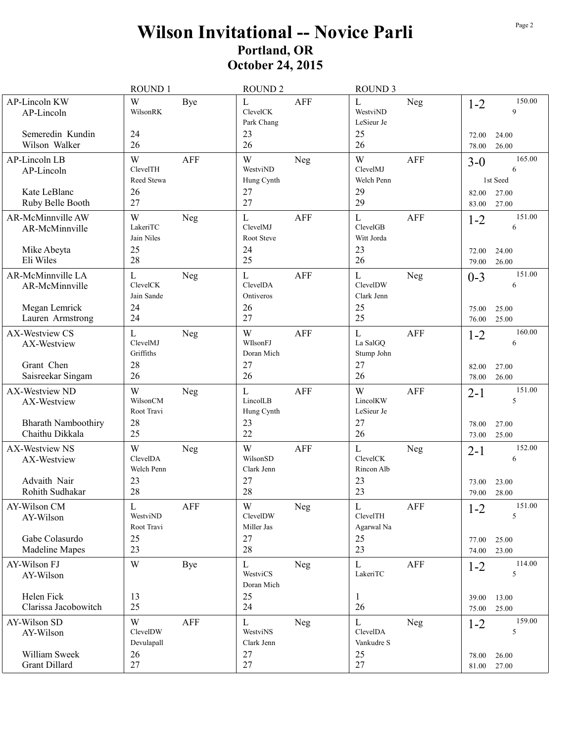# Wilson Invitational -- Novice Parli

## Portland, OR

## October 24, 2015

| | ROUND 1 | ROUND 2 | ROUND 3 | |
|---|---|---|---|---|
| AP-Lincoln KW<br>AP-Lincoln<br><br>Semeredin Kundin<br>Wilson Walker | W Bye<br>WilsonRK<br><br>24<br>26 | L AFF<br>ClevelCK<br>Park Chang<br>23<br>26 | L Neg<br>WestviND<br>LeSieur Je<br>25<br>26 | 1-2 150.00<br>9<br><br>72.00 24.00<br>78.00 26.00 |
| AP-Lincoln LB<br>AP-Lincoln<br><br>Kate LeBlanc<br>Ruby Belle Booth | W AFF<br>ClevelTH<br>Reed Stewa<br>26<br>27 | W Neg<br>WestviND<br>Hung Cynth<br>27<br>27 | W AFF<br>ClevelMJ<br>Welch Penn<br>29<br>29 | 3-0 165.00<br>6<br>1st Seed<br>82.00 27.00<br>83.00 27.00 |
| AR-McMinnville AW<br>AR-McMinnville<br><br>Mike Abeyta<br>Eli Wiles | W Neg<br>LakeriTC<br>Jain Niles<br>25<br>28 | L AFF<br>ClevelMJ<br>Root Steve<br>24<br>25 | L AFF<br>ClevelGB<br>Witt Jorda<br>23<br>26 | 1-2 151.00<br>6<br><br>72.00 24.00<br>79.00 26.00 |
| AR-McMinnville LA<br>AR-McMinnville<br><br>Megan Lemrick<br>Lauren Armstrong | L Neg<br>ClevelCK<br>Jain Sande<br>24<br>24 | L AFF<br>ClevelDA<br>Ontiveros<br>26<br>27 | L Neg<br>ClevelDW<br>Clark Jenn<br>25<br>25 | 0-3 151.00<br>6<br><br>75.00 25.00<br>76.00 25.00 |
| AX-Westview CS<br>AX-Westview<br><br>Grant Chen<br>Saisreekar Singam | L Neg<br>ClevelMJ<br>Griffiths<br>28<br>26 | W AFF<br>WIlsonFJ<br>Doran Mich<br>27<br>26 | L AFF<br>La SalGQ<br>Stump John<br>27<br>26 | 1-2 160.00<br>6<br><br>82.00 27.00<br>78.00 26.00 |
| AX-Westview ND<br>AX-Westview<br><br>Bharath Namboothiry<br>Chaithu Dikkala | W Neg<br>WilsonCM<br>Root Travi<br>28<br>25 | L AFF<br>LincolLB<br>Hung Cynth<br>23<br>22 | W AFF<br>LincolKW<br>LeSieur Je<br>27<br>26 | 2-1 151.00<br>5<br><br>78.00 27.00<br>73.00 25.00 |
| AX-Westview NS<br>AX-Westview<br><br>Advaith Nair<br>Rohith Sudhakar | W Neg<br>ClevelDA<br>Welch Penn<br>23<br>28 | W AFF<br>WilsonSD<br>Clark Jenn<br>27<br>28 | L Neg<br>ClevelCK<br>Rincon Alb<br>23<br>23 | 2-1 152.00<br>6<br><br>73.00 23.00<br>79.00 28.00 |
| AY-Wilson CM<br>AY-Wilson<br><br>Gabe Colasurdo<br>Madeline Mapes | L AFF<br>WestviND<br>Root Travi<br>25<br>23 | W Neg<br>ClevelDW<br>Miller Jas<br>27<br>28 | L AFF<br>ClevelTH<br>Agarwal Na<br>25<br>23 | 1-2 151.00<br>5<br><br>77.00 25.00<br>74.00 23.00 |
| AY-Wilson FJ<br>AY-Wilson<br><br>Helen Fick<br>Clarissa Jacobowitch | W Bye<br><br><br>13<br>25 | L Neg<br>WestviCS<br>Doran Mich<br>25<br>24 | L AFF<br>LakeriTC<br><br>1<br>26 | 1-2 114.00<br>5<br><br>39.00 13.00<br>75.00 25.00 |
| AY-Wilson SD<br>AY-Wilson<br><br>William Sweek<br>Grant Dillard | W AFF<br>ClevelDW<br>Devulapall<br>26<br>27 | L Neg<br>WestviNS<br>Clark Jenn<br>27<br>27 | L Neg<br>ClevelDA<br>Vankudre S<br>25<br>27 | 1-2 159.00<br>5<br><br>78.00 26.00<br>81.00 27.00 |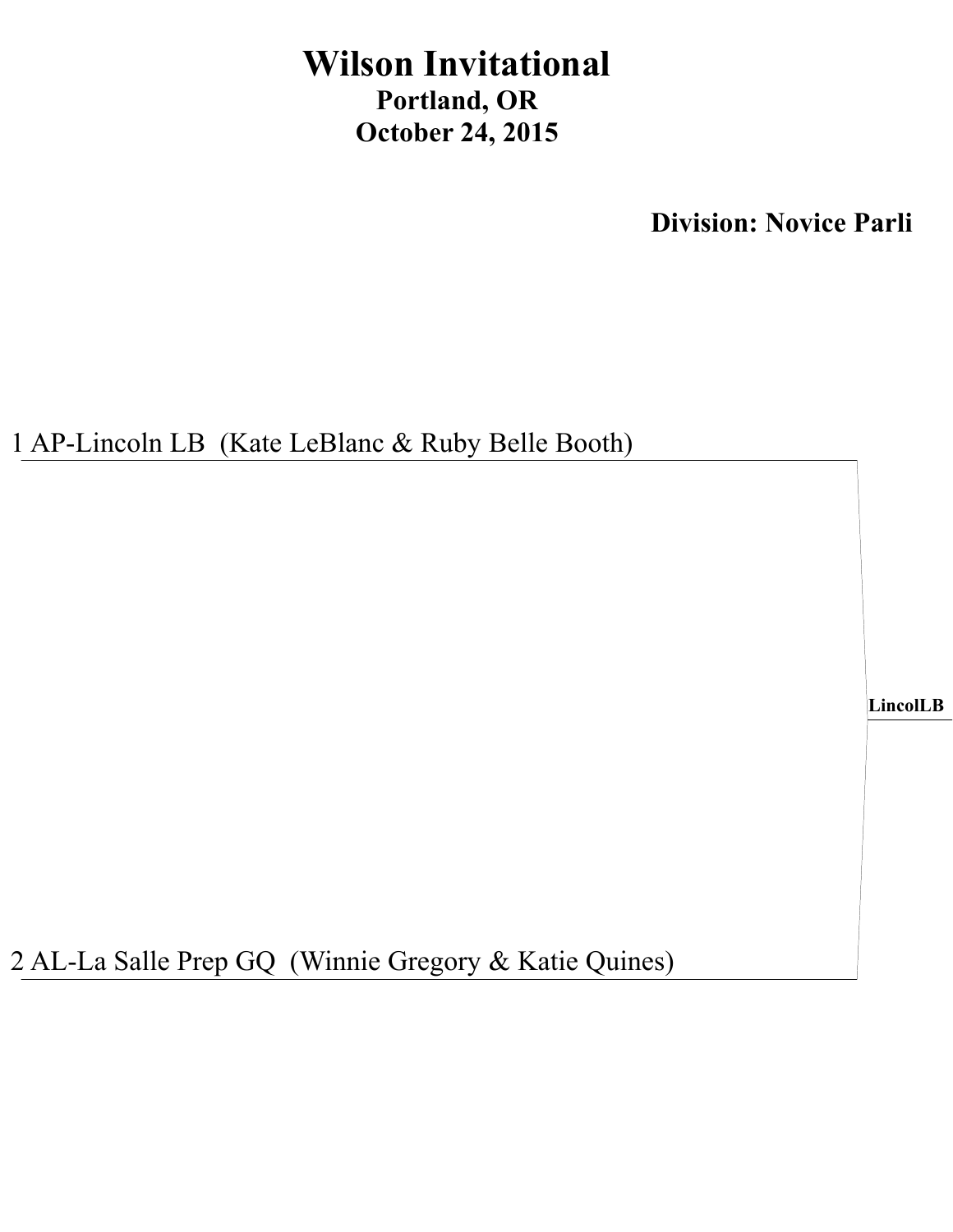# Wilson Invitational

**Portland, OR**

**October 24, 2015**

**Division: Novice Parli**

1 AP-Lincoln LB (Kate LeBlanc & Ruby Belle Booth)

**LincolLB**

2 AL-La Salle Prep GQ (Winnie Gregory & Katie Quines)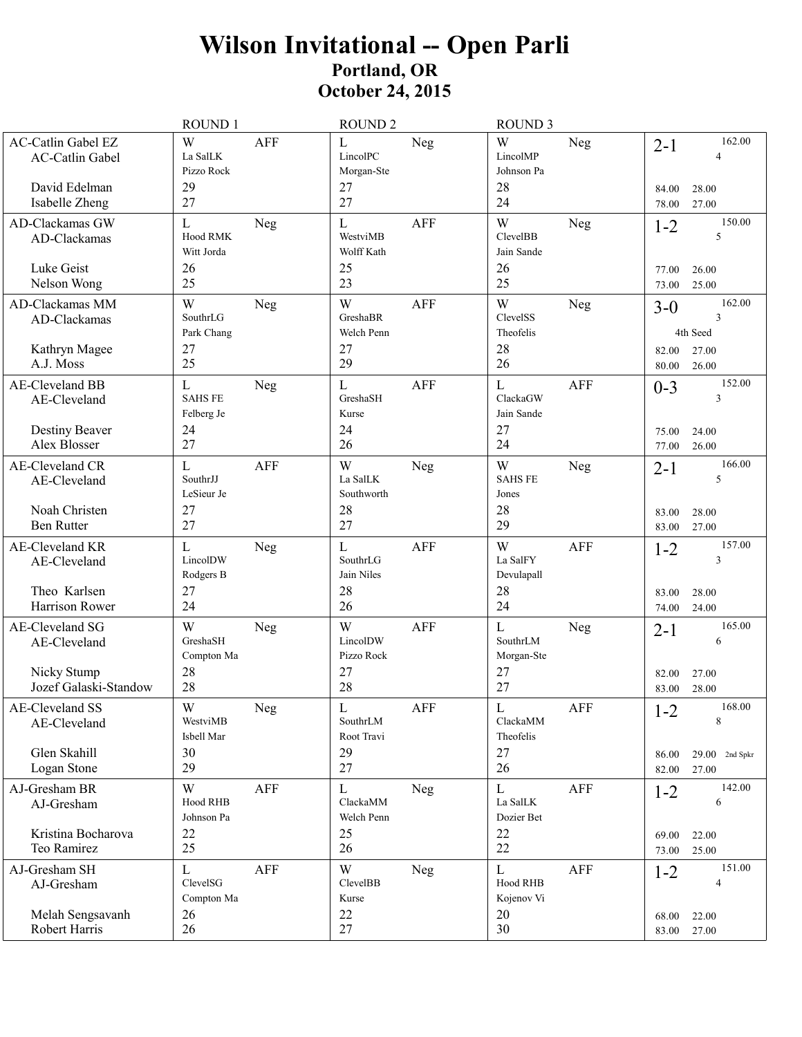# Wilson Invitational -- Open Parli

## Portland, OR

## October 24, 2015

| Team / Speakers | ROUND 1 | ROUND 2 | ROUND 3 | Record / Points |
|---|---|---|---|---|
| AC-Catlin Gabel EZ<br>AC-Catlin Gabel | W AFF<br>La SalLK<br>Pizzo Rock | L Neg<br>LincolPC<br>Morgan-Ste | W Neg<br>LincolMP<br>Johnson Pa | 2-1 162.00<br>4 |
| David Edelman | 29 | 27 | 28 | 84.00 28.00 |
| Isabelle Zheng | 27 | 27 | 24 | 78.00 27.00 |
| AD-Clackamas GW<br>AD-Clackamas | L Neg<br>Hood RMK<br>Witt Jorda | L AFF<br>WestviMB<br>Wolff Kath | W Neg<br>ClevelBB<br>Jain Sande | 1-2 150.00<br>5 |
| Luke Geist | 26 | 25 | 26 | 77.00 26.00 |
| Nelson Wong | 25 | 23 | 25 | 73.00 25.00 |
| AD-Clackamas MM<br>AD-Clackamas | W Neg<br>SouthrLG<br>Park Chang | W AFF<br>GreshaBR<br>Welch Penn | W Neg<br>ClevelSS<br>Theofelis | 3-0 162.00<br>3<br>4th Seed |
| Kathryn Magee | 27 | 27 | 28 | 82.00 27.00 |
| A.J. Moss | 25 | 29 | 26 | 80.00 26.00 |
| AE-Cleveland BB<br>AE-Cleveland | L Neg<br>SAHS FE<br>Felberg Je | L AFF<br>GreshaSH<br>Kurse | L AFF<br>ClackaGW<br>Jain Sande | 0-3 152.00<br>3 |
| Destiny Beaver | 24 | 24 | 27 | 75.00 24.00 |
| Alex Blosser | 27 | 26 | 24 | 77.00 26.00 |
| AE-Cleveland CR<br>AE-Cleveland | L AFF<br>SouthrJJ<br>LeSieur Je | W Neg<br>La SalLK<br>Southworth | W Neg<br>SAHS FE<br>Jones | 2-1 166.00<br>5 |
| Noah Christen | 27 | 28 | 28 | 83.00 28.00 |
| Ben Rutter | 27 | 27 | 29 | 83.00 27.00 |
| AE-Cleveland KR<br>AE-Cleveland | L Neg<br>LincolDW<br>Rodgers B | L AFF<br>SouthrLG<br>Jain Niles | W AFF<br>La SalFY<br>Devulapall | 1-2 157.00<br>3 |
| Theo Karlsen | 27 | 28 | 28 | 83.00 28.00 |
| Harrison Rower | 24 | 26 | 24 | 74.00 24.00 |
| AE-Cleveland SG<br>AE-Cleveland | W Neg<br>GreshaSH<br>Compton Ma | W AFF<br>LincolDW<br>Pizzo Rock | L Neg<br>SouthrLM<br>Morgan-Ste | 2-1 165.00<br>6 |
| Nicky Stump | 28 | 27 | 27 | 82.00 27.00 |
| Jozef Galaski-Standow | 28 | 28 | 27 | 83.00 28.00 |
| AE-Cleveland SS<br>AE-Cleveland | W Neg<br>WestviMB<br>Isbell Mar | L AFF<br>SouthrLM<br>Root Travi | L AFF<br>ClackaMM<br>Theofelis | 1-2 168.00<br>8 |
| Glen Skahill | 30 | 29 | 27 | 86.00 29.00 2nd Spkr |
| Logan Stone | 29 | 27 | 26 | 82.00 27.00 |
| AJ-Gresham BR<br>AJ-Gresham | W AFF<br>Hood RHB<br>Johnson Pa | L Neg<br>ClackaMM<br>Welch Penn | L AFF<br>La SalLK<br>Dozier Bet | 1-2 142.00<br>6 |
| Kristina Bocharova | 22 | 25 | 22 | 69.00 22.00 |
| Teo Ramirez | 25 | 26 | 22 | 73.00 25.00 |
| AJ-Gresham SH<br>AJ-Gresham | L AFF<br>ClevelSG<br>Compton Ma | W Neg<br>ClevelBB<br>Kurse | L AFF<br>Hood RHB<br>Kojenov Vi | 1-2 151.00<br>4 |
| Melah Sengsavanh | 26 | 22 | 20 | 68.00 22.00 |
| Robert Harris | 26 | 27 | 30 | 83.00 27.00 |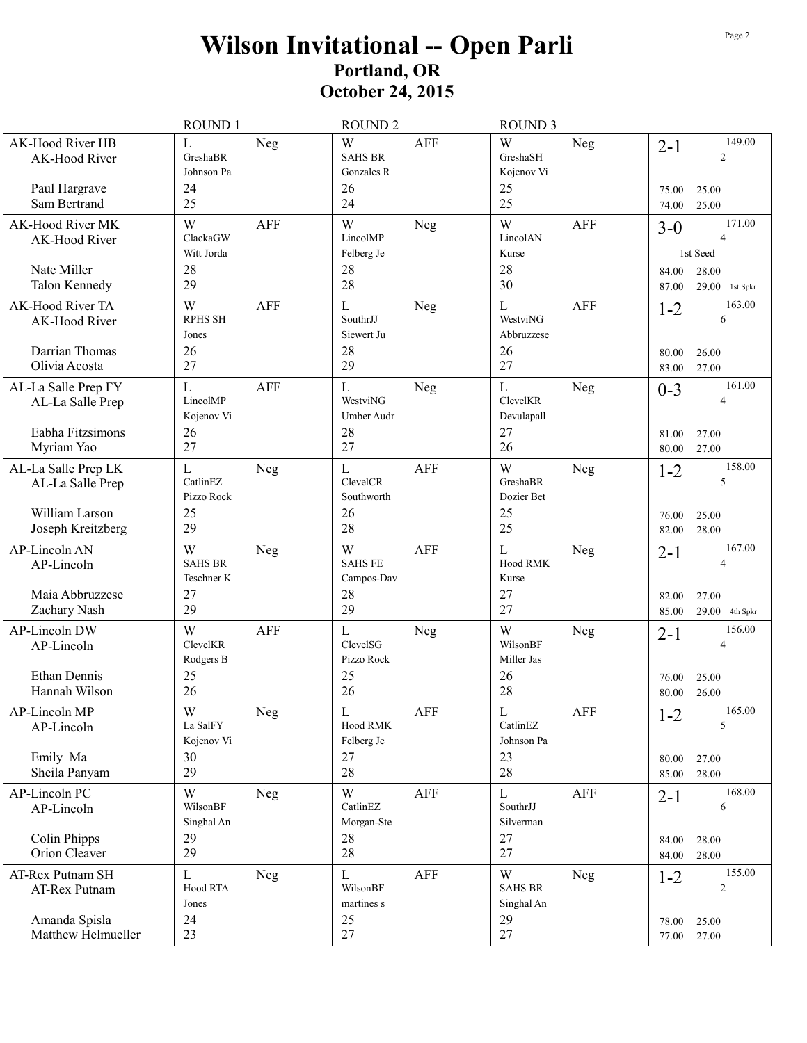# Wilson Invitational -- Open Parli

## Portland, OR

## October 24, 2015

| Team | ROUND 1 | ROUND 2 | ROUND 3 | Record |
|---|---|---|---|---|
| AK-Hood River HB<br>AK-Hood River<br><br>Paul Hargrave<br>Sam Bertrand | L Neg<br>GreshaBR<br>Johnson Pa<br>24<br>25 | W AFF<br>SAHS BR<br>Gonzales R<br>26<br>24 | W Neg<br>GreshaSH<br>Kojenov Vi<br>25<br>25 | 2-1 149.00<br>2<br><br>75.00 25.00<br>74.00 25.00 |
| AK-Hood River MK<br>AK-Hood River<br><br>Nate Miller<br>Talon Kennedy | W AFF<br>ClackaGW<br>Witt Jorda<br>28<br>29 | W Neg<br>LincolMP<br>Felberg Je<br>28<br>28 | W AFF<br>LincolAN<br>Kurse<br>28<br>30 | 3-0 171.00<br>4<br>1st Seed<br>84.00 28.00<br>87.00 29.00 1st Spkr |
| AK-Hood River TA<br>AK-Hood River<br><br>Darrian Thomas<br>Olivia Acosta | W AFF<br>RPHS SH<br>Jones<br>26<br>27 | L Neg<br>SouthrJJ<br>Siewert Ju<br>28<br>29 | L AFF<br>WestviNG<br>Abbruzzese<br>26<br>27 | 1-2 163.00<br>6<br><br>80.00 26.00<br>83.00 27.00 |
| AL-La Salle Prep FY<br>AL-La Salle Prep<br><br>Eabha Fitzsimons<br>Myriam Yao | L AFF<br>LincolMP<br>Kojenov Vi<br>26<br>27 | L Neg<br>WestviNG<br>Umber Audr<br>28<br>27 | L Neg<br>ClevelKR<br>Devulapall<br>27<br>26 | 0-3 161.00<br>4<br><br>81.00 27.00<br>80.00 27.00 |
| AL-La Salle Prep LK<br>AL-La Salle Prep<br><br>William Larson<br>Joseph Kreitzberg | L Neg<br>CatlinEZ<br>Pizzo Rock<br>25<br>29 | L AFF<br>ClevelCR<br>Southworth<br>26<br>28 | W Neg<br>GreshaBR<br>Dozier Bet<br>25<br>25 | 1-2 158.00<br>5<br><br>76.00 25.00<br>82.00 28.00 |
| AP-Lincoln AN<br>AP-Lincoln<br><br>Maia Abbruzzese<br>Zachary Nash | W Neg<br>SAHS BR<br>Teschner K<br>27<br>29 | W AFF<br>SAHS FE<br>Campos-Dav<br>28<br>29 | L Neg<br>Hood RMK<br>Kurse<br>27<br>27 | 2-1 167.00<br>4<br><br>82.00 27.00<br>85.00 29.00 4th Spkr |
| AP-Lincoln DW<br>AP-Lincoln<br><br>Ethan Dennis<br>Hannah Wilson | W AFF<br>ClevelKR<br>Rodgers B<br>25<br>26 | L Neg<br>ClevelSG<br>Pizzo Rock<br>25<br>26 | W Neg<br>WilsonBF<br>Miller Jas<br>26<br>28 | 2-1 156.00<br>4<br><br>76.00 25.00<br>80.00 26.00 |
| AP-Lincoln MP<br>AP-Lincoln<br><br>Emily Ma<br>Sheila Panyam | W Neg<br>La SalFY<br>Kojenov Vi<br>30<br>29 | L AFF<br>Hood RMK<br>Felberg Je<br>27<br>28 | L AFF<br>CatlinEZ<br>Johnson Pa<br>23<br>28 | 1-2 165.00<br>5<br><br>80.00 27.00<br>85.00 28.00 |
| AP-Lincoln PC<br>AP-Lincoln<br><br>Colin Phipps<br>Orion Cleaver | W Neg<br>WilsonBF<br>Singhal An<br>29<br>29 | W AFF<br>CatlinEZ<br>Morgan-Ste<br>28<br>28 | L AFF<br>SouthrJJ<br>Silverman<br>27<br>27 | 2-1 168.00<br>6<br><br>84.00 28.00<br>84.00 28.00 |
| AT-Rex Putnam SH<br>AT-Rex Putnam<br><br>Amanda Spisla<br>Matthew Helmueller | L Neg<br>Hood RTA<br>Jones<br>24<br>23 | L AFF<br>WilsonBF<br>martines s<br>25<br>27 | W Neg<br>SAHS BR<br>Singhal An<br>29<br>27 | 1-2 155.00<br>2<br><br>78.00 25.00<br>77.00 27.00 |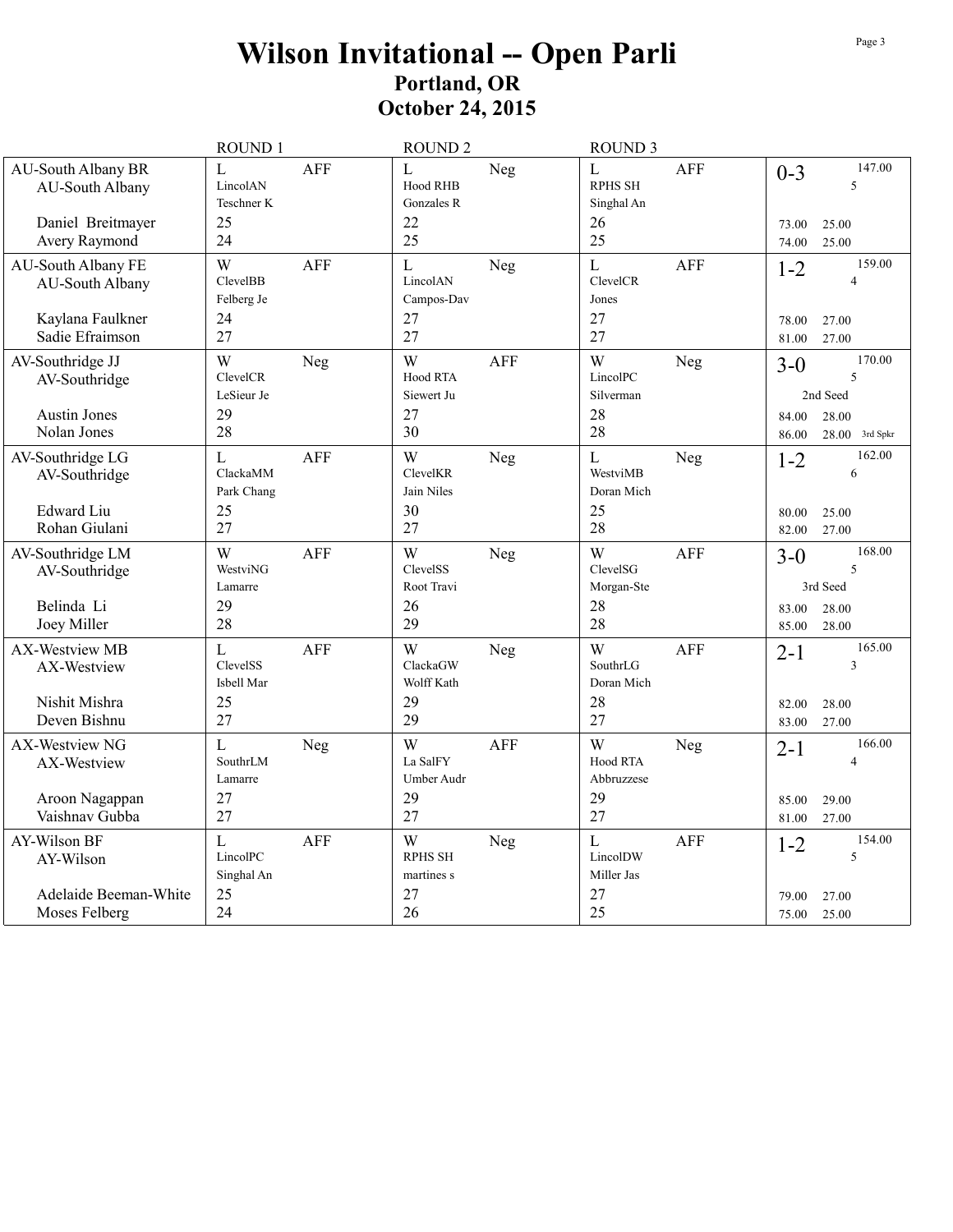# Wilson Invitational -- Open Parli

## Portland, OR

## October 24, 2015

| Team | ROUND 1 | ROUND 2 | ROUND 3 | Record |
|---|---|---|---|---|
| AU-South Albany BR<br>AU-South Albany<br><br>Daniel Breitmayer<br>Avery Raymond | L AFF<br>LincolAN<br>Teschner K<br>25<br>24 | L Neg<br>Hood RHB<br>Gonzales R<br>22<br>25 | L AFF<br>RPHS SH<br>Singhal An<br>26<br>25 | 0-3 147.00<br>5<br><br>73.00 25.00<br>74.00 25.00 |
| AU-South Albany FE<br>AU-South Albany<br><br>Kaylana Faulkner<br>Sadie Efraimson | W AFF<br>ClevelBB<br>Felberg Je<br>24<br>27 | L Neg<br>LincolAN<br>Campos-Dav<br>27<br>27 | L AFF<br>ClevelCR<br>Jones<br>27<br>27 | 1-2 159.00<br>4<br><br>78.00 27.00<br>81.00 27.00 |
| AV-Southridge JJ<br>AV-Southridge<br><br>Austin Jones<br>Nolan Jones | W Neg<br>ClevelCR<br>LeSieur Je<br>29<br>28 | W AFF<br>Hood RTA<br>Siewert Ju<br>27<br>30 | W Neg<br>LincolPC<br>Silverman<br>28<br>28 | 3-0 170.00<br>5<br>2nd Seed<br>84.00 28.00<br>86.00 28.00 3rd Spkr |
| AV-Southridge LG<br>AV-Southridge<br><br>Edward Liu<br>Rohan Giulani | L AFF<br>ClackaMM<br>Park Chang<br>25<br>27 | W Neg<br>ClevelKR<br>Jain Niles<br>30<br>27 | L Neg<br>WestviMB<br>Doran Mich<br>25<br>28 | 1-2 162.00<br>6<br><br>80.00 25.00<br>82.00 27.00 |
| AV-Southridge LM<br>AV-Southridge<br><br>Belinda Li<br>Joey Miller | W AFF<br>WestviNG<br>Lamarre<br>29<br>28 | W Neg<br>ClevelSS<br>Root Travi<br>26<br>29 | W AFF<br>ClevelSG<br>Morgan-Ste<br>28<br>28 | 3-0 168.00<br>5<br>3rd Seed<br>83.00 28.00<br>85.00 28.00 |
| AX-Westview MB<br>AX-Westview<br><br>Nishit Mishra<br>Deven Bishnu | L AFF<br>ClevelSS<br>Isbell Mar<br>25<br>27 | W Neg<br>ClackaGW<br>Wolff Kath<br>29<br>29 | W AFF<br>SouthrLG<br>Doran Mich<br>28<br>27 | 2-1 165.00<br>3<br><br>82.00 28.00<br>83.00 27.00 |
| AX-Westview NG<br>AX-Westview<br><br>Aroon Nagappan<br>Vaishnav Gubba | L Neg<br>SouthrLM<br>Lamarre<br>27<br>27 | W AFF<br>La SalFY<br>Umber Audr<br>29<br>27 | W Neg<br>Hood RTA<br>Abbruzzese<br>29<br>27 | 2-1 166.00<br>4<br><br>85.00 29.00<br>81.00 27.00 |
| AY-Wilson BF<br>AY-Wilson<br><br>Adelaide Beeman-White<br>Moses Felberg | L AFF<br>LincolPC<br>Singhal An<br>25<br>24 | W Neg<br>RPHS SH<br>martines s<br>27<br>26 | L AFF<br>LincolDW<br>Miller Jas<br>27<br>25 | 1-2 154.00<br>5<br><br>79.00 27.00<br>75.00 25.00 |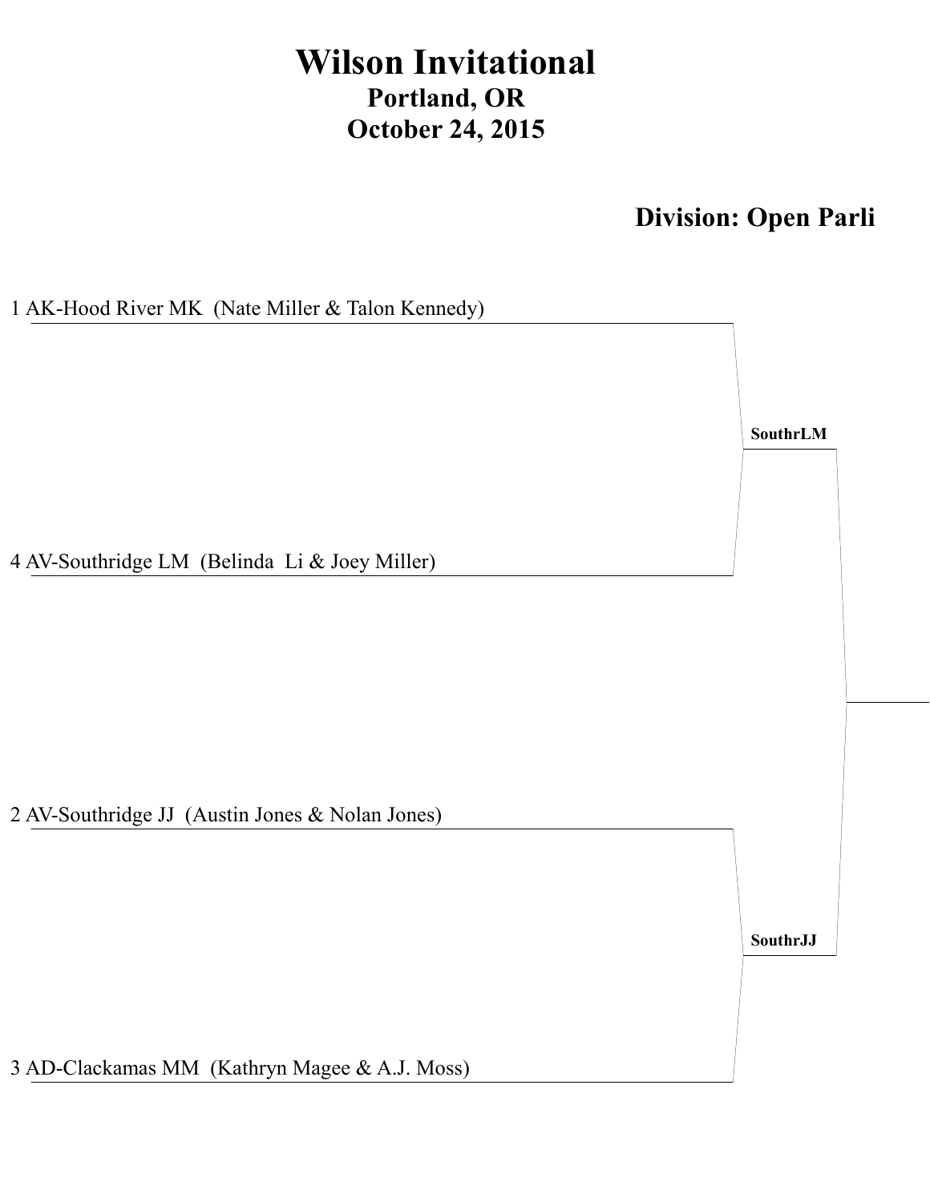# Wilson Invitational

## Portland, OR

## October 24, 2015

## Division: Open Parli

1 AK-Hood River MK (Nate Miller & Talon Kennedy)

4 AV-Southridge LM (Belinda Li & Joey Miller)

**SouthrLM**

2 AV-Southridge JJ (Austin Jones & Nolan Jones)

3 AD-Clackamas MM (Kathryn Magee & A.J. Moss)

**SouthrJJ**